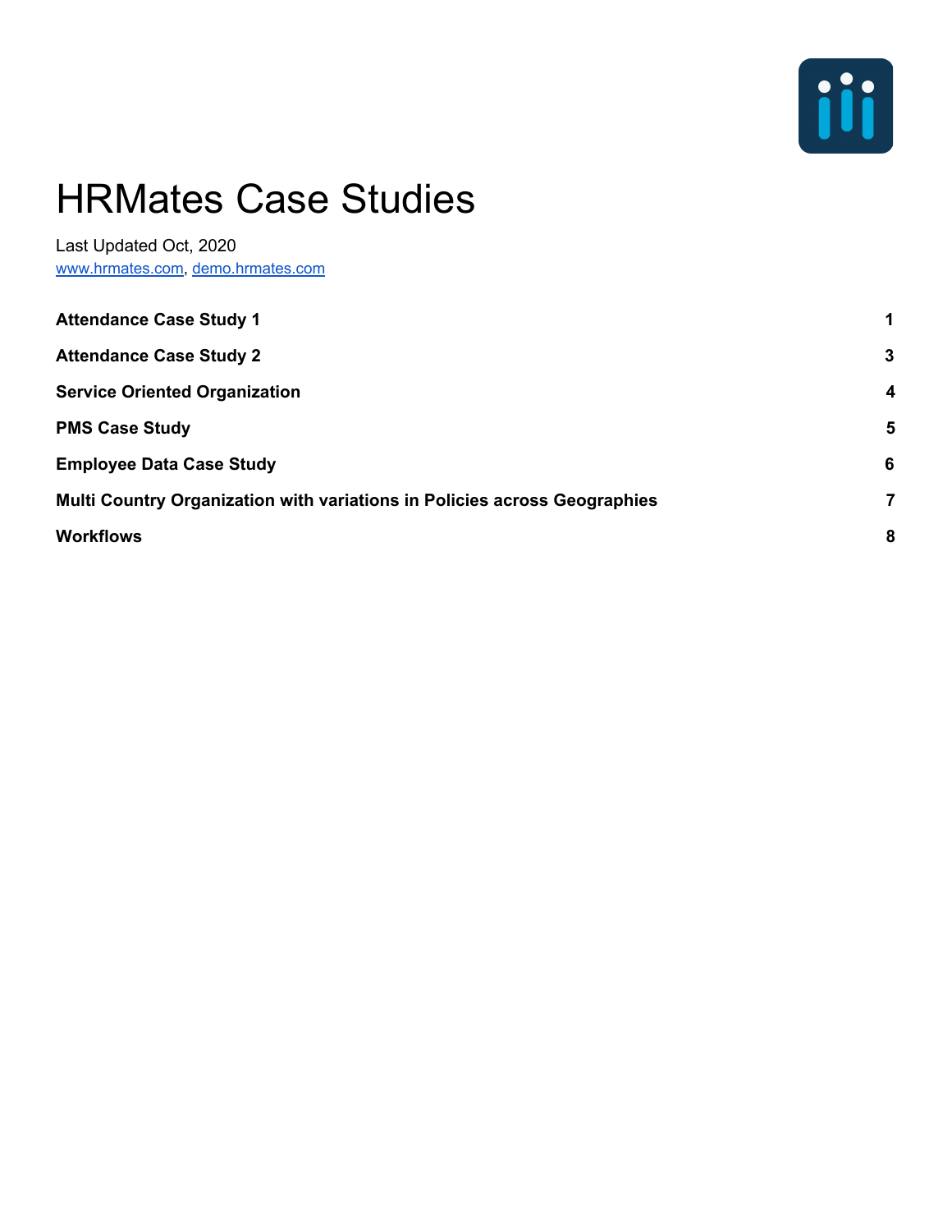# HRMates Case Studies

Last Updated Oct, 2020

[www.hrmates.com](http://www.hrmates.com), [demo.hrmates.com](http://demo.hrmates.com)

| | |
|---|---|
| **Attendance Case Study 1** | **1** |
| **Attendance Case Study 2** | **3** |
| **Service Oriented Organization** | **4** |
| **PMS Case Study** | **5** |
| **Employee Data Case Study** | **6** |
| **Multi Country Organization with variations in Policies across Geographies** | **7** |
| **Workflows** | **8** |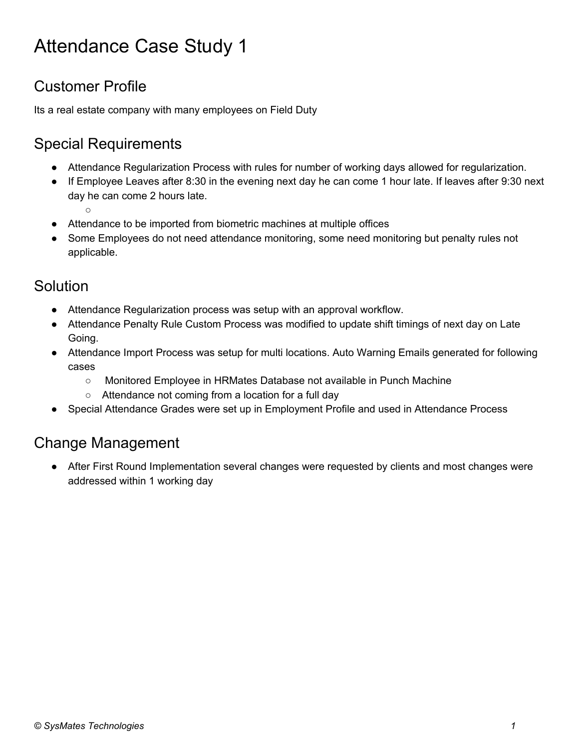# Attendance Case Study 1

## Customer Profile

Its a real estate company with many employees on Field Duty

## Special Requirements

- Attendance Regularization Process with rules for number of working days allowed for regularization.
- If Employee Leaves after 8:30 in the evening next day he can come 1 hour late. If leaves after 9:30 next day he can come 2 hours late.
- Attendance to be imported from biometric machines at multiple offices
- Some Employees do not need attendance monitoring, some need monitoring but penalty rules not applicable.

## Solution

- Attendance Regularization process was setup with an approval workflow.
- Attendance Penalty Rule Custom Process was modified to update shift timings of next day on Late Going.
- Attendance Import Process was setup for multi locations. Auto Warning Emails generated for following cases
  - Monitored Employee in HRMates Database not available in Punch Machine
  - Attendance not coming from a location for a full day
- Special Attendance Grades were set up in Employment Profile and used in Attendance Process

## Change Management

- After First Round Implementation several changes were requested by clients and most changes were addressed within 1 working day

*© SysMates Technologies*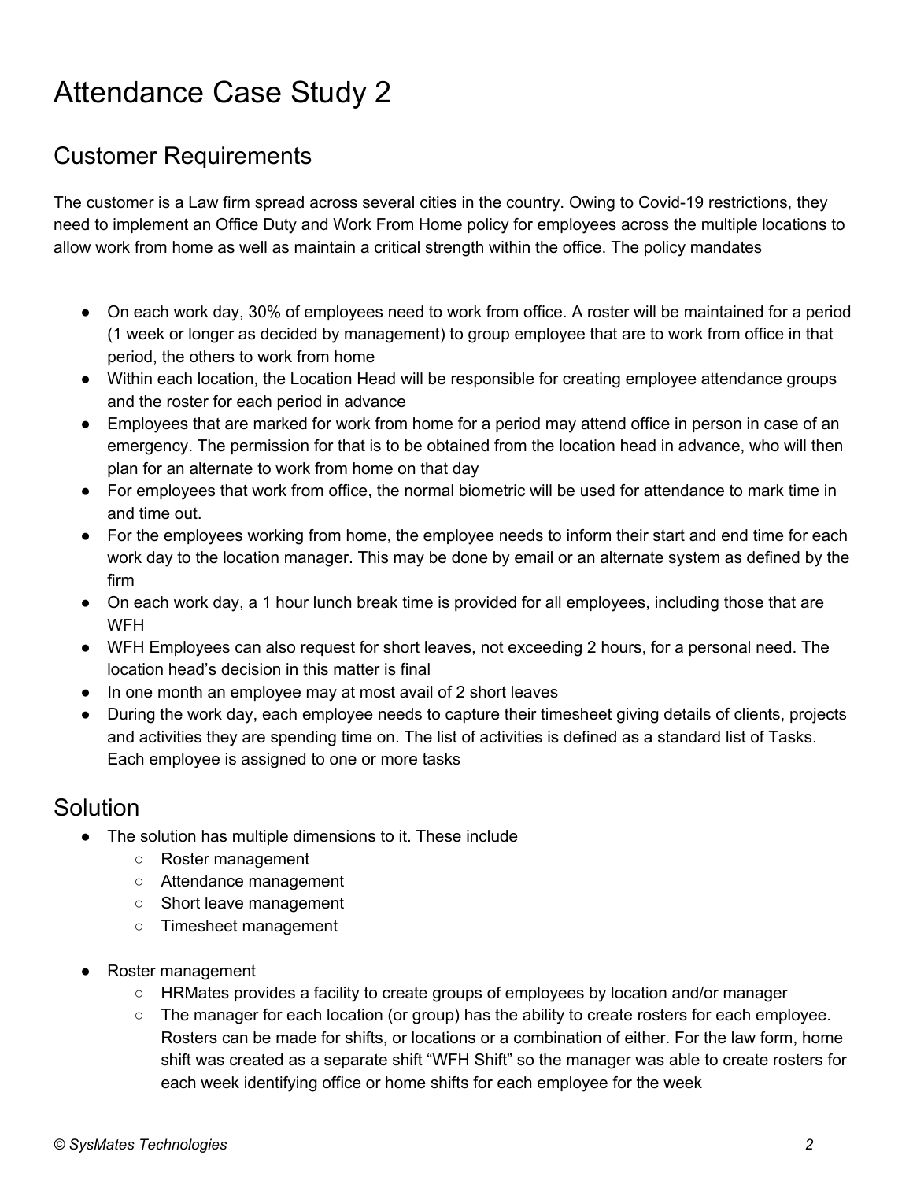# Attendance Case Study 2

## Customer Requirements

The customer is a Law firm spread across several cities in the country. Owing to Covid-19 restrictions, they need to implement an Office Duty and Work From Home policy for employees across the multiple locations to allow work from home as well as maintain a critical strength within the office. The policy mandates

- On each work day, 30% of employees need to work from office. A roster will be maintained for a period (1 week or longer as decided by management) to group employee that are to work from office in that period, the others to work from home
- Within each location, the Location Head will be responsible for creating employee attendance groups and the roster for each period in advance
- Employees that are marked for work from home for a period may attend office in person in case of an emergency. The permission for that is to be obtained from the location head in advance, who will then plan for an alternate to work from home on that day
- For employees that work from office, the normal biometric will be used for attendance to mark time in and time out.
- For the employees working from home, the employee needs to inform their start and end time for each work day to the location manager. This may be done by email or an alternate system as defined by the firm
- On each work day, a 1 hour lunch break time is provided for all employees, including those that are WFH
- WFH Employees can also request for short leaves, not exceeding 2 hours, for a personal need. The location head's decision in this matter is final
- In one month an employee may at most avail of 2 short leaves
- During the work day, each employee needs to capture their timesheet giving details of clients, projects and activities they are spending time on. The list of activities is defined as a standard list of Tasks. Each employee is assigned to one or more tasks

## Solution

- The solution has multiple dimensions to it. These include
  - Roster management
  - Attendance management
  - Short leave management
  - Timesheet management

- Roster management
  - HRMates provides a facility to create groups of employees by location and/or manager
  - The manager for each location (or group) has the ability to create rosters for each employee. Rosters can be made for shifts, or locations or a combination of either. For the law form, home shift was created as a separate shift "WFH Shift" so the manager was able to create rosters for each week identifying office or home shifts for each employee for the week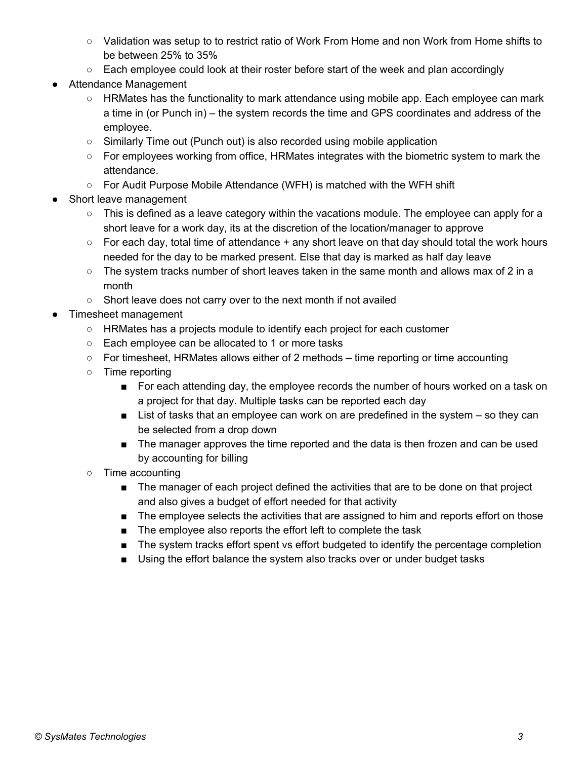- Validation was setup to to restrict ratio of Work From Home and non Work from Home shifts to be between 25% to 35%
    - Each employee could look at their roster before start of the week and plan accordingly
- Attendance Management
    - HRMates has the functionality to mark attendance using mobile app. Each employee can mark a time in (or Punch in) – the system records the time and GPS coordinates and address of the employee.
    - Similarly Time out (Punch out) is also recorded using mobile application
    - For employees working from office, HRMates integrates with the biometric system to mark the attendance.
    - For Audit Purpose Mobile Attendance (WFH) is matched with the WFH shift
- Short leave management
    - This is defined as a leave category within the vacations module. The employee can apply for a short leave for a work day, its at the discretion of the location/manager to approve
    - For each day, total time of attendance + any short leave on that day should total the work hours needed for the day to be marked present. Else that day is marked as half day leave
    - The system tracks number of short leaves taken in the same month and allows max of 2 in a month
    - Short leave does not carry over to the next month if not availed
- Timesheet management
    - HRMates has a projects module to identify each project for each customer
    - Each employee can be allocated to 1 or more tasks
    - For timesheet, HRMates allows either of 2 methods – time reporting or time accounting
    - Time reporting
        - For each attending day, the employee records the number of hours worked on a task on a project for that day. Multiple tasks can be reported each day
        - List of tasks that an employee can work on are predefined in the system – so they can be selected from a drop down
        - The manager approves the time reported and the data is then frozen and can be used by accounting for billing
    - Time accounting
        - The manager of each project defined the activities that are to be done on that project and also gives a budget of effort needed for that activity
        - The employee selects the activities that are assigned to him and reports effort on those
        - The employee also reports the effort left to complete the task
        - The system tracks effort spent vs effort budgeted to identify the percentage completion
        - Using the effort balance the system also tracks over or under budget tasks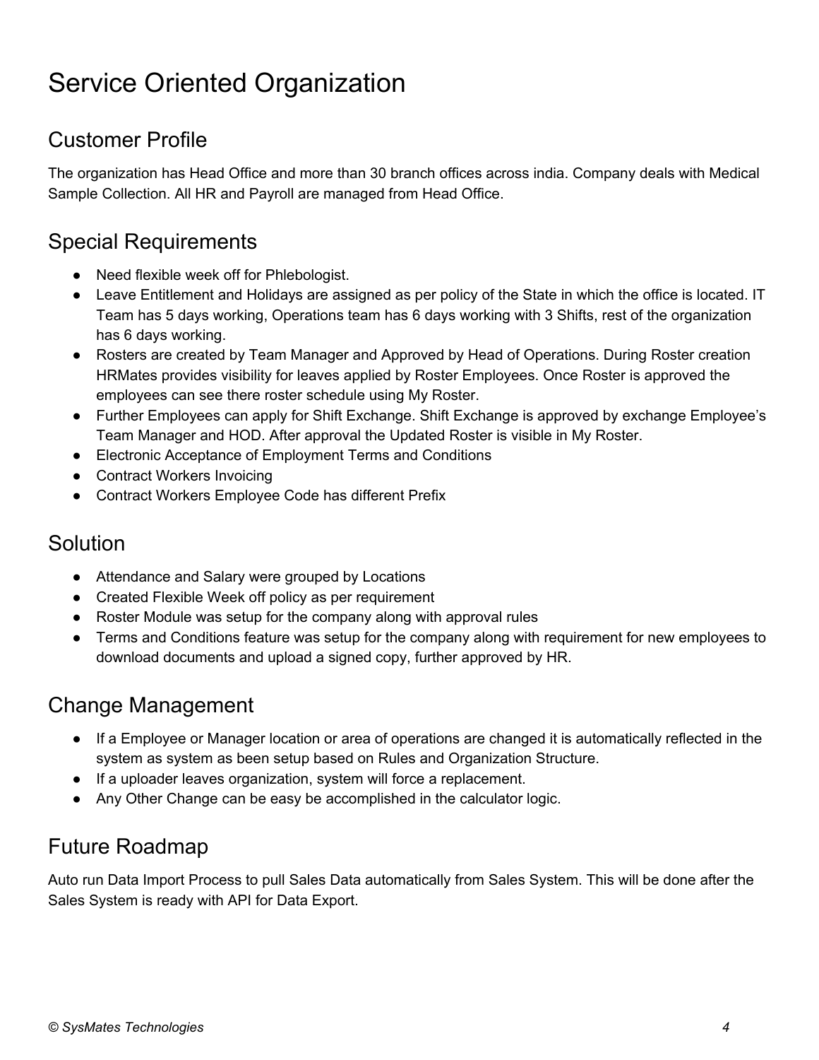# Service Oriented Organization

## Customer Profile

The organization has Head Office and more than 30 branch offices across india. Company deals with Medical Sample Collection. All HR and Payroll are managed from Head Office.

## Special Requirements

- Need flexible week off for Phlebologist.
- Leave Entitlement and Holidays are assigned as per policy of the State in which the office is located. IT Team has 5 days working, Operations team has 6 days working with 3 Shifts, rest of the organization has 6 days working.
- Rosters are created by Team Manager and Approved by Head of Operations. During Roster creation HRMates provides visibility for leaves applied by Roster Employees. Once Roster is approved the employees can see there roster schedule using My Roster.
- Further Employees can apply for Shift Exchange. Shift Exchange is approved by exchange Employee's Team Manager and HOD. After approval the Updated Roster is visible in My Roster.
- Electronic Acceptance of Employment Terms and Conditions
- Contract Workers Invoicing
- Contract Workers Employee Code has different Prefix

## Solution

- Attendance and Salary were grouped by Locations
- Created Flexible Week off policy as per requirement
- Roster Module was setup for the company along with approval rules
- Terms and Conditions feature was setup for the company along with requirement for new employees to download documents and upload a signed copy, further approved by HR.

## Change Management

- If a Employee or Manager location or area of operations are changed it is automatically reflected in the system as system as been setup based on Rules and Organization Structure.
- If a uploader leaves organization, system will force a replacement.
- Any Other Change can be easy be accomplished in the calculator logic.

## Future Roadmap

Auto run Data Import Process to pull Sales Data automatically from Sales System. This will be done after the Sales System is ready with API for Data Export.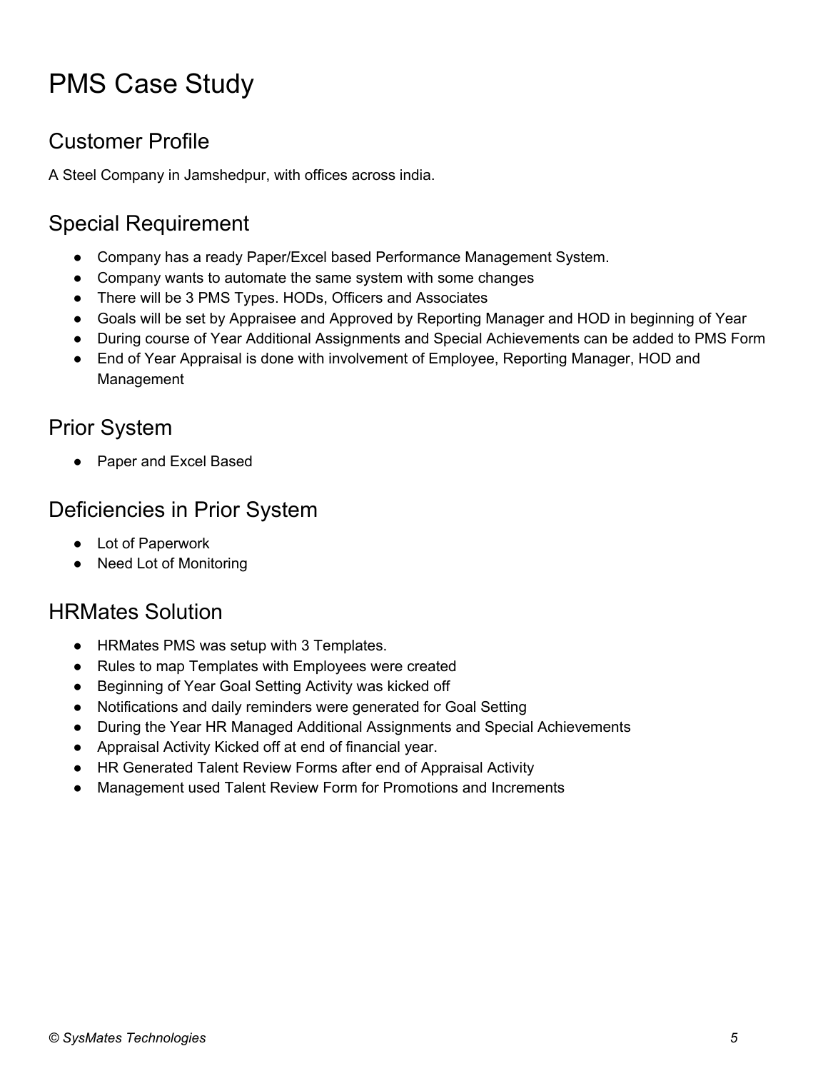# PMS Case Study

## Customer Profile

A Steel Company in Jamshedpur, with offices across india.

## Special Requirement

- Company has a ready Paper/Excel based Performance Management System.
- Company wants to automate the same system with some changes
- There will be 3 PMS Types. HODs, Officers and Associates
- Goals will be set by Appraisee and Approved by Reporting Manager and HOD in beginning of Year
- During course of Year Additional Assignments and Special Achievements can be added to PMS Form
- End of Year Appraisal is done with involvement of Employee, Reporting Manager, HOD and Management

## Prior System

- Paper and Excel Based

## Deficiencies in Prior System

- Lot of Paperwork
- Need Lot of Monitoring

## HRMates Solution

- HRMates PMS was setup with 3 Templates.
- Rules to map Templates with Employees were created
- Beginning of Year Goal Setting Activity was kicked off
- Notifications and daily reminders were generated for Goal Setting
- During the Year HR Managed Additional Assignments and Special Achievements
- Appraisal Activity Kicked off at end of financial year.
- HR Generated Talent Review Forms after end of Appraisal Activity
- Management used Talent Review Form for Promotions and Increments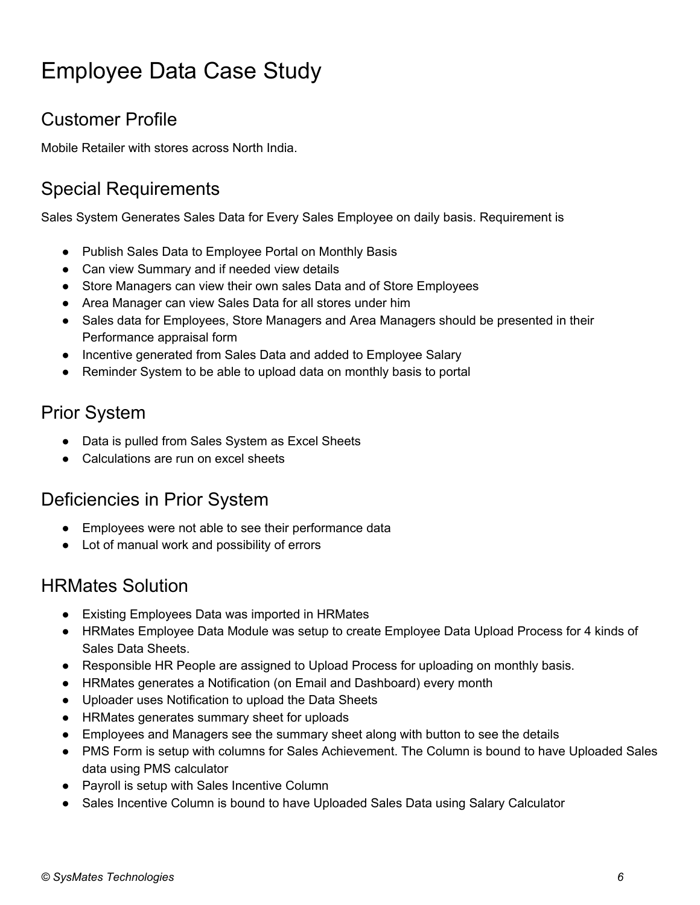# Employee Data Case Study

## Customer Profile

Mobile Retailer with stores across North India.

## Special Requirements

Sales System Generates Sales Data for Every Sales Employee on daily basis. Requirement is

- Publish Sales Data to Employee Portal on Monthly Basis
- Can view Summary and if needed view details
- Store Managers can view their own sales Data and of Store Employees
- Area Manager can view Sales Data for all stores under him
- Sales data for Employees, Store Managers and Area Managers should be presented in their Performance appraisal form
- Incentive generated from Sales Data and added to Employee Salary
- Reminder System to be able to upload data on monthly basis to portal

## Prior System

- Data is pulled from Sales System as Excel Sheets
- Calculations are run on excel sheets

## Deficiencies in Prior System

- Employees were not able to see their performance data
- Lot of manual work and possibility of errors

## HRMates Solution

- Existing Employees Data was imported in HRMates
- HRMates Employee Data Module was setup to create Employee Data Upload Process for 4 kinds of Sales Data Sheets.
- Responsible HR People are assigned to Upload Process for uploading on monthly basis.
- HRMates generates a Notification (on Email and Dashboard) every month
- Uploader uses Notification to upload the Data Sheets
- HRMates generates summary sheet for uploads
- Employees and Managers see the summary sheet along with button to see the details
- PMS Form is setup with columns for Sales Achievement. The Column is bound to have Uploaded Sales data using PMS calculator
- Payroll is setup with Sales Incentive Column
- Sales Incentive Column is bound to have Uploaded Sales Data using Salary Calculator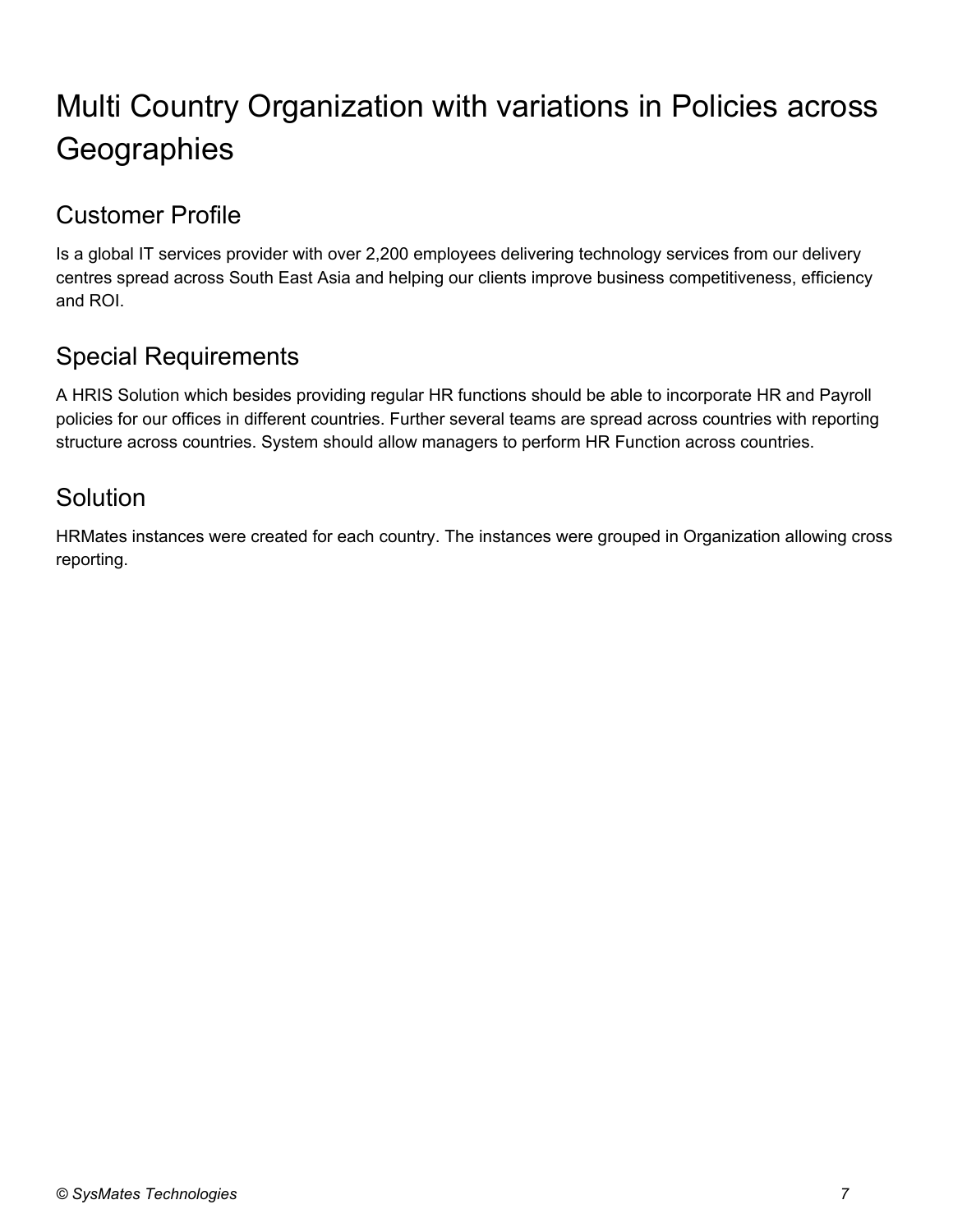# Multi Country Organization with variations in Policies across Geographies

## Customer Profile

Is a global IT services provider with over 2,200 employees delivering technology services from our delivery centres spread across South East Asia and helping our clients improve business competitiveness, efficiency and ROI.

## Special Requirements

A HRIS Solution which besides providing regular HR functions should be able to incorporate HR and Payroll policies for our offices in different countries. Further several teams are spread across countries with reporting structure across countries. System should allow managers to perform HR Function across countries.

## Solution

HRMates instances were created for each country. The instances were grouped in Organization allowing cross reporting.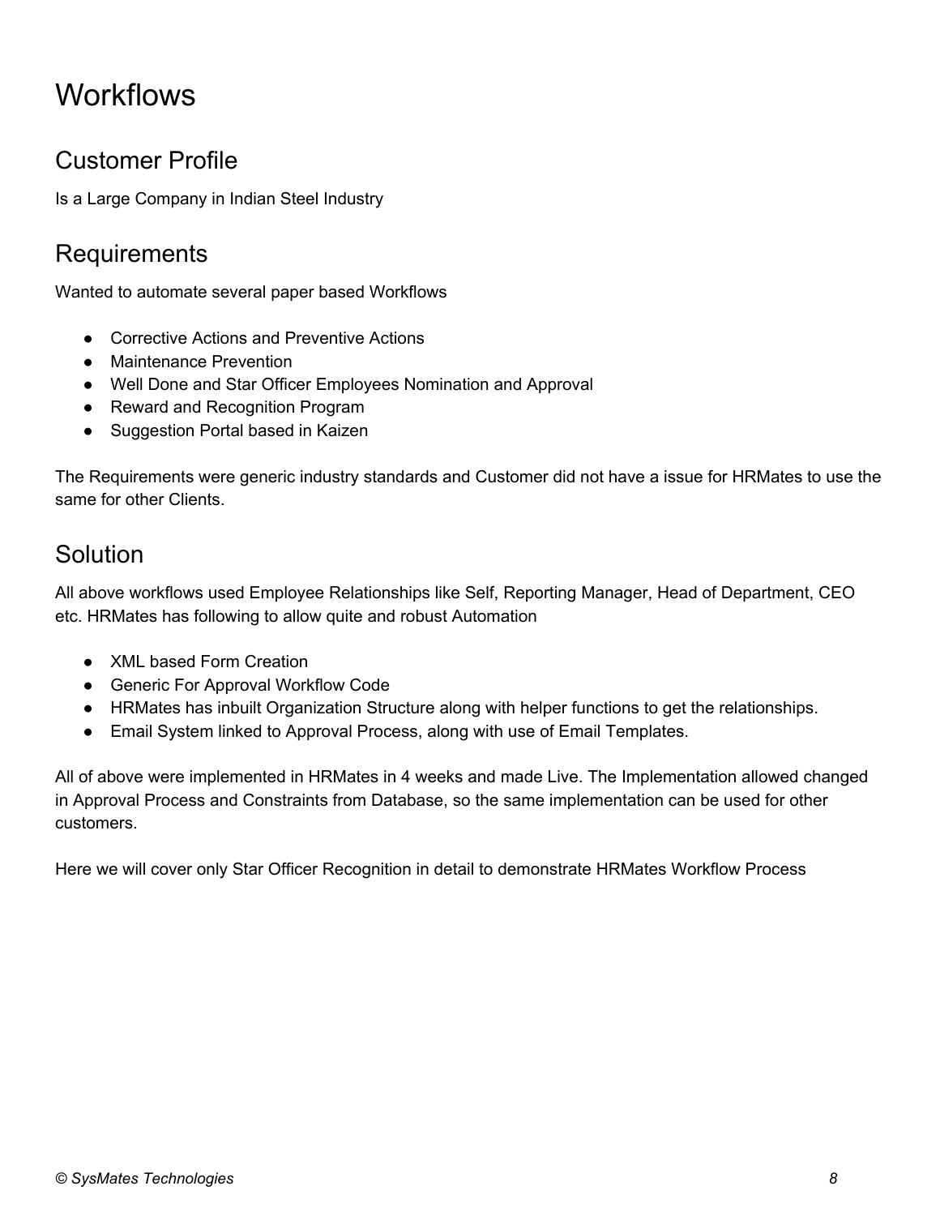# Workflows

## Customer Profile

Is a Large Company in Indian Steel Industry

## Requirements

Wanted to automate several paper based Workflows

- Corrective Actions and Preventive Actions
- Maintenance Prevention
- Well Done and Star Officer Employees Nomination and Approval
- Reward and Recognition Program
- Suggestion Portal based in Kaizen

The Requirements were generic industry standards and Customer did not have a issue for HRMates to use the same for other Clients.

## Solution

All above workflows used Employee Relationships like Self, Reporting Manager, Head of Department, CEO etc. HRMates has following to allow quite and robust Automation

- XML based Form Creation
- Generic For Approval Workflow Code
- HRMates has inbuilt Organization Structure along with helper functions to get the relationships.
- Email System linked to Approval Process, along with use of Email Templates.

All of above were implemented in HRMates in 4 weeks and made Live. The Implementation allowed changed in Approval Process and Constraints from Database, so the same implementation can be used for other customers.

Here we will cover only Star Officer Recognition in detail to demonstrate HRMates Workflow Process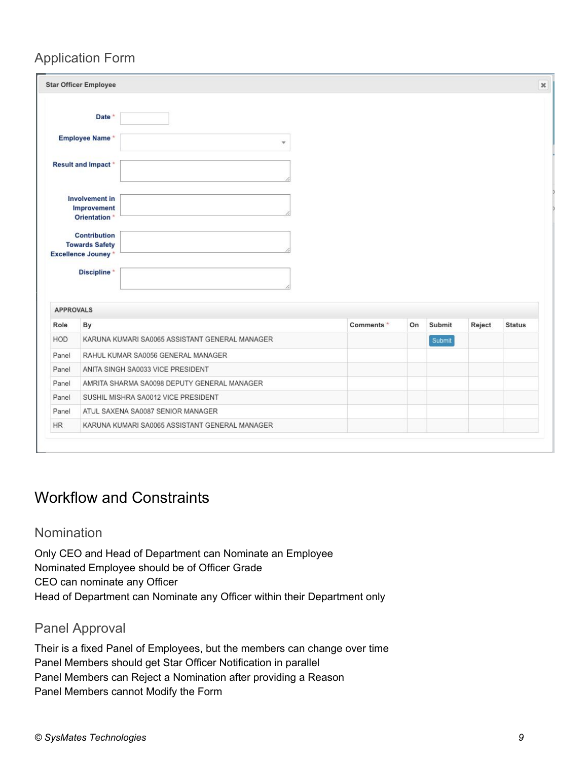## Application Form

**Star Officer Employee**

**Date** *

**Employee Name** *

**Result and Impact** *

**Involvement in Improvement Orientation** *

**Contribution Towards Safety Excellence Jouney** *

**Discipline** *

**APPROVALS**

| Role | By | Comments * | On | Submit | Reject | Status |
|---|---|---|---|---|---|---|
| HOD | KARUNA KUMARI SA0065 ASSISTANT GENERAL MANAGER | | | Submit | | |
| Panel | RAHUL KUMAR SA0056 GENERAL MANAGER | | | | | |
| Panel | ANITA SINGH SA0033 VICE PRESIDENT | | | | | |
| Panel | AMRITA SHARMA SA0098 DEPUTY GENERAL MANAGER | | | | | |
| Panel | SUSHIL MISHRA SA0012 VICE PRESIDENT | | | | | |
| Panel | ATUL SAXENA SA0087 SENIOR MANAGER | | | | | |
| HR | KARUNA KUMARI SA0065 ASSISTANT GENERAL MANAGER | | | | | |

# Workflow and Constraints

## Nomination

Only CEO and Head of Department can Nominate an Employee
Nominated Employee should be of Officer Grade
CEO can nominate any Officer
Head of Department can Nominate any Officer within their Department only

## Panel Approval

Their is a fixed Panel of Employees, but the members can change over time
Panel Members should get Star Officer Notification in parallel
Panel Members can Reject a Nomination after providing a Reason
Panel Members cannot Modify the Form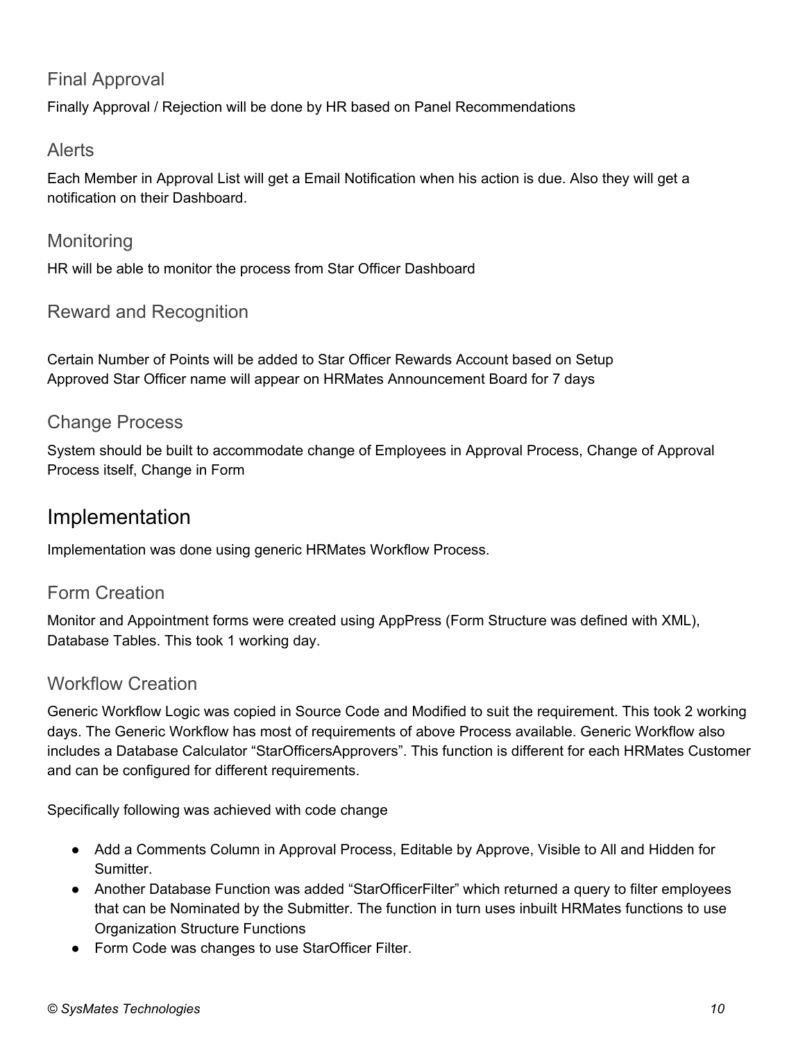### Final Approval

Finally Approval / Rejection will be done by HR based on Panel Recommendations

### Alerts

Each Member in Approval List will get a Email Notification when his action is due. Also they will get a notification on their Dashboard.

### Monitoring

HR will be able to monitor the process from Star Officer Dashboard

### Reward and Recognition

Certain Number of Points will be added to Star Officer Rewards Account based on Setup
Approved Star Officer name will appear on HRMates Announcement Board for 7 days

### Change Process

System should be built to accommodate change of Employees in Approval Process, Change of Approval Process itself, Change in Form

## Implementation

Implementation was done using generic HRMates Workflow Process.

### Form Creation

Monitor and Appointment forms were created using AppPress (Form Structure was defined with XML), Database Tables. This took 1 working day.

### Workflow Creation

Generic Workflow Logic was copied in Source Code and Modified to suit the requirement. This took 2 working days. The Generic Workflow has most of requirements of above Process available. Generic Workflow also includes a Database Calculator "StarOfficersApprovers". This function is different for each HRMates Customer and can be configured for different requirements.

Specifically following was achieved with code change

- Add a Comments Column in Approval Process, Editable by Approve, Visible to All and Hidden for Sumitter.
- Another Database Function was added "StarOfficerFilter" which returned a query to filter employees that can be Nominated by the Submitter. The function in turn uses inbuilt HRMates functions to use Organization Structure Functions
- Form Code was changes to use StarOfficer Filter.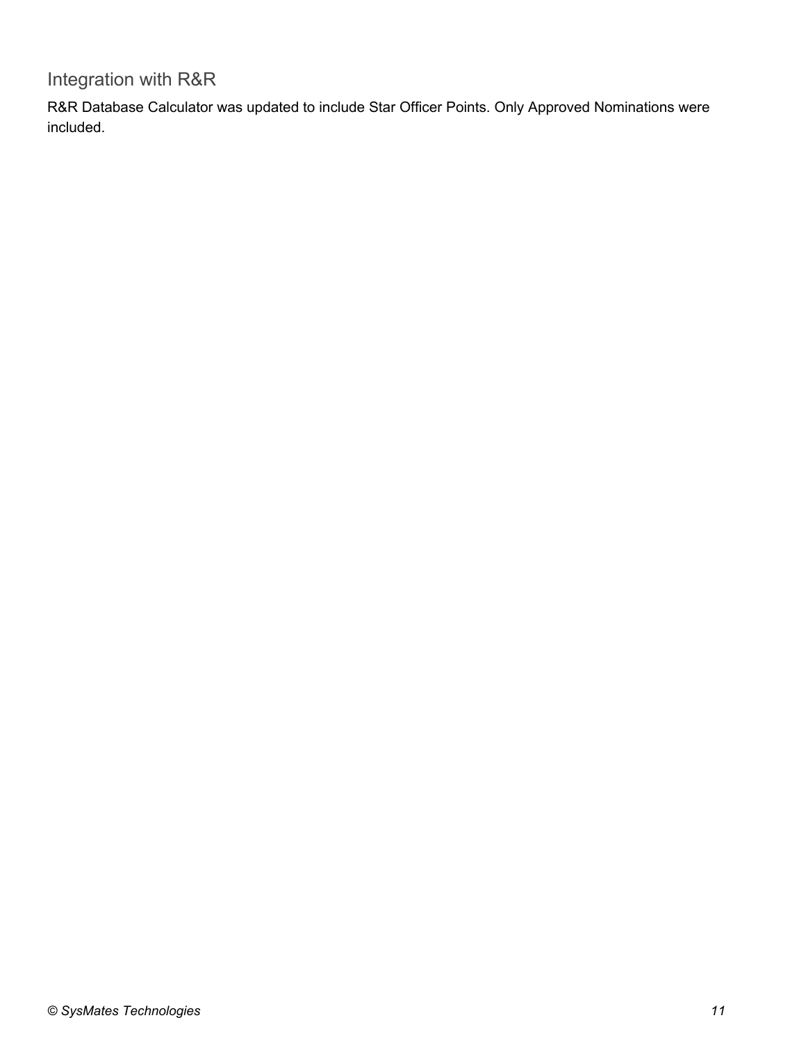## Integration with R&R

R&R Database Calculator was updated to include Star Officer Points. Only Approved Nominations were included.